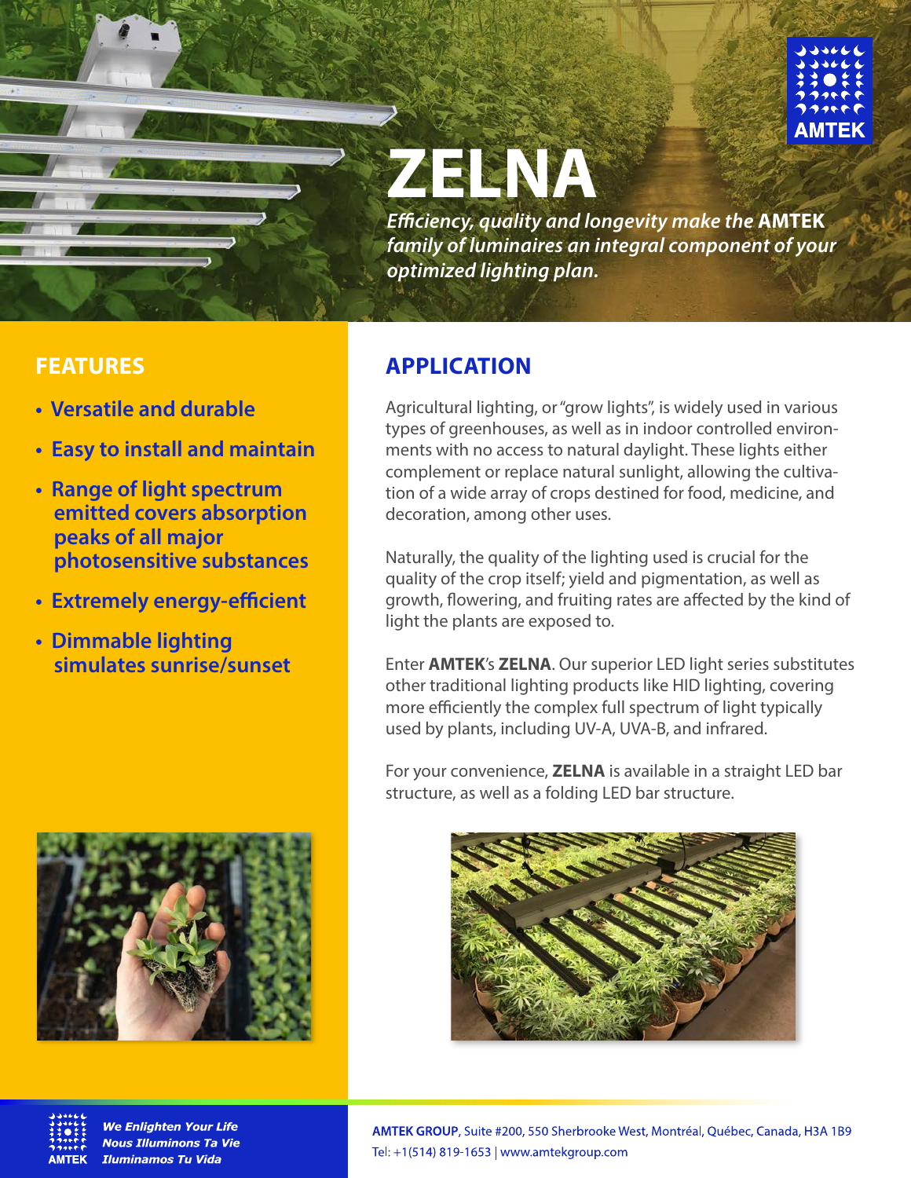# ZELNA

*Efficiency, quality and longevity make the **AMTEK** family of luminaires an integral component of your optimized lighting plan.*

## FEATURES

- **Versatile and durable**
- **Easy to install and maintain**
- **Range of light spectrum emitted covers absorption peaks of all major photosensitive substances**
- **Extremely energy-efficient**
- **Dimmable lighting simulates sunrise/sunset**

## APPLICATION

Agricultural lighting, or "grow lights", is widely used in various types of greenhouses, as well as in indoor controlled environments with no access to natural daylight. These lights either complement or replace natural sunlight, allowing the cultivation of a wide array of crops destined for food, medicine, and decoration, among other uses.

Naturally, the quality of the lighting used is crucial for the quality of the crop itself; yield and pigmentation, as well as growth, flowering, and fruiting rates are affected by the kind of light the plants are exposed to.

Enter **AMTEK**'s **ZELNA**. Our superior LED light series substitutes other traditional lighting products like HID lighting, covering more efficiently the complex full spectrum of light typically used by plants, including UV-A, UVA-B, and infrared.

For your convenience, **ZELNA** is available in a straight LED bar structure, as well as a folding LED bar structure.

*We Enlighten Your Life*
*Nous Illuminons Ta Vie*
*Iluminamos Tu Vida*

**AMTEK GROUP**, Suite #200, 550 Sherbrooke West, Montréal, Québec, Canada, H3A 1B9
Tel: +1(514) 819-1653 | www.amtekgroup.com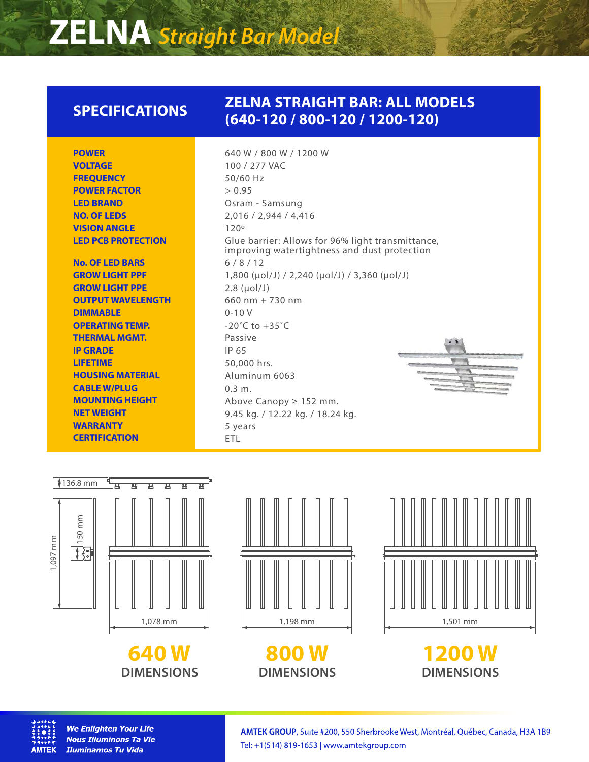# ZELNA *Straight Bar Model*

| SPECIFICATIONS | ZELNA STRAIGHT BAR: ALL MODELS (640-120 / 800-120 / 1200-120) |
|---|---|
| POWER | 640 W / 800 W / 1200 W |
| VOLTAGE | 100 / 277 VAC |
| FREQUENCY | 50/60 Hz |
| POWER FACTOR | > 0.95 |
| LED BRAND | Osram - Samsung |
| NO. OF LEDS | 2,016 / 2,944 / 4,416 |
| VISION ANGLE | 120º |
| LED PCB PROTECTION | Glue barrier: Allows for 96% light transmittance, improving watertightness and dust protection |
| No. OF LED BARS | 6 / 8 / 12 |
| GROW LIGHT PPF | 1,800 (µol/J) / 2,240 (µol/J) / 3,360 (µol/J) |
| GROW LIGHT PPE | 2.8 (µol/J) |
| OUTPUT WAVELENGTH | 660 nm + 730 nm |
| DIMMABLE | 0-10 V |
| OPERATING TEMP. | -20˚C to +35˚C |
| THERMAL MGMT. | Passive |
| IP GRADE | IP 65 |
| LIFETIME | 50,000 hrs. |
| HOUSING MATERIAL | Aluminum 6063 |
| CABLE W/PLUG | 0.3 m. |
| MOUNTING HEIGHT | Above Canopy ≥ 152 mm. |
| NET WEIGHT | 9.45 kg. / 12.22 kg. / 18.24 kg. |
| WARRANTY | 5 years |
| CERTIFICATION | ETL |

136.8 mm

1,097 mm

150 mm

1,078 mm

**640 W**
**DIMENSIONS**

1,198 mm

**800 W**
**DIMENSIONS**

1,501 mm

**1200 W**
**DIMENSIONS**

AMTEK

***We Enlighten Your Life***
***Nous Illuminons Ta Vie***
***Iluminamos Tu Vida***

**AMTEK GROUP**, Suite #200, 550 Sherbrooke West, Montréal, Québec, Canada, H3A 1B9
Tel: +1(514) 819-1653 | www.amtekgroup.com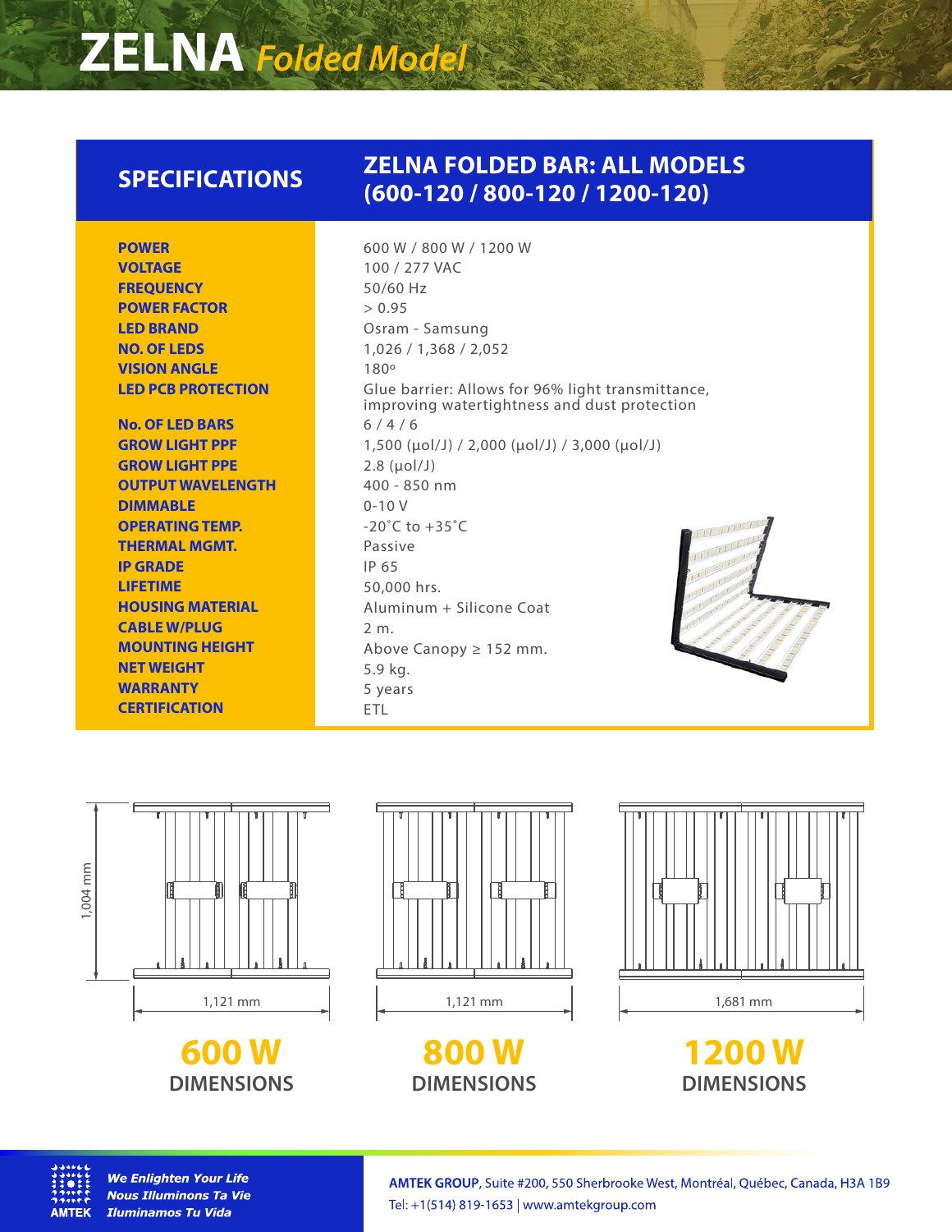# ZELNA *Folded Model*

| SPECIFICATIONS | ZELNA FOLDED BAR: ALL MODELS (600-120 / 800-120 / 1200-120) |
|---|---|
| POWER | 600 W / 800 W / 1200 W |
| VOLTAGE | 100 / 277 VAC |
| FREQUENCY | 50/60 Hz |
| POWER FACTOR | > 0.95 |
| LED BRAND | Osram - Samsung |
| NO. OF LEDS | 1,026 / 1,368 / 2,052 |
| VISION ANGLE | 180º |
| LED PCB PROTECTION | Glue barrier: Allows for 96% light transmittance, improving watertightness and dust protection |
| No. OF LED BARS | 6 / 4 / 6 |
| GROW LIGHT PPF | 1,500 (µol/J) / 2,000 (µol/J) / 3,000 (µol/J) |
| GROW LIGHT PPE | 2.8 (µol/J) |
| OUTPUT WAVELENGTH | 400 - 850 nm |
| DIMMABLE | 0-10 V |
| OPERATING TEMP. | -20˚C to +35˚C |
| THERMAL MGMT. | Passive |
| IP GRADE | IP 65 |
| LIFETIME | 50,000 hrs. |
| HOUSING MATERIAL | Aluminum + Silicone Coat |
| CABLE W/PLUG | 2 m. |
| MOUNTING HEIGHT | Above Canopy ≥ 152 mm. |
| NET WEIGHT | 5.9 kg. |
| WARRANTY | 5 years |
| CERTIFICATION | ETL |

1,004 mm

1,121 mm

**600 W**
**DIMENSIONS**

1,121 mm

**800 W**
**DIMENSIONS**

1,681 mm

**1200 W**
**DIMENSIONS**

AMTEK

***We Enlighten Your Life***
***Nous Illuminons Ta Vie***
***Iluminamos Tu Vida***

**AMTEK GROUP**, Suite #200, 550 Sherbrooke West, Montréal, Québec, Canada, H3A 1B9
Tel: +1(514) 819-1653 | www.amtekgroup.com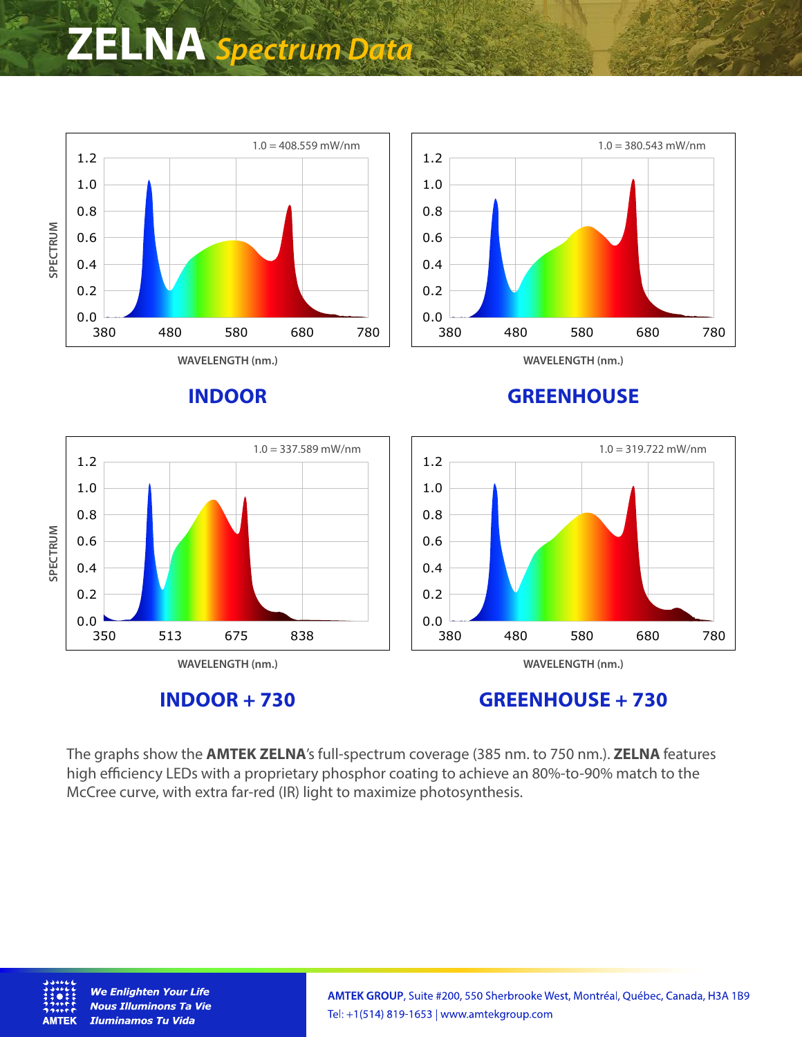# ZELNA *Spectrum Data*

1.0 = 408.559 mW/nm

SPECTRUM

WAVELENGTH (nm.)

## INDOOR

1.0 = 380.543 mW/nm

WAVELENGTH (nm.)

## GREENHOUSE

1.0 = 337.589 mW/nm

SPECTRUM

WAVELENGTH (nm.)

## INDOOR + 730

1.0 = 319.722 mW/nm

WAVELENGTH (nm.)

## GREENHOUSE + 730

The graphs show the **AMTEK ZELNA**'s full-spectrum coverage (385 nm. to 750 nm.). **ZELNA** features high efficiency LEDs with a proprietary phosphor coating to achieve an 80%-to-90% match to the McCree curve, with extra far-red (IR) light to maximize photosynthesis.

AMTEK

***We Enlighten Your Life***
***Nous Illuminons Ta Vie***
***Iluminamos Tu Vida***

**AMTEK GROUP**, Suite #200, 550 Sherbrooke West, Montréal, Québec, Canada, H3A 1B9
Tel: +1(514) 819-1653 | www.amtekgroup.com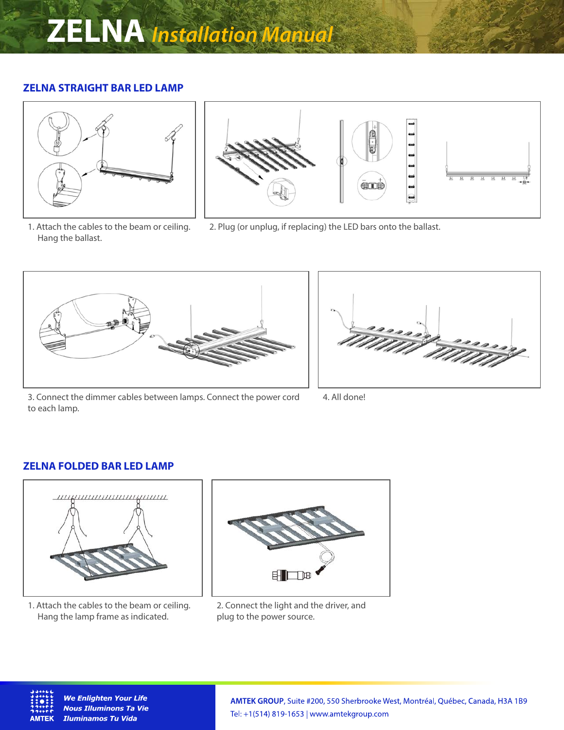# ZELNA *Installation Manual*

## ZELNA STRAIGHT BAR LED LAMP

1. Attach the cables to the beam or ceiling. Hang the ballast.

2. Plug (or unplug, if replacing) the LED bars onto the ballast.

3. Connect the dimmer cables between lamps. Connect the power cord to each lamp.

4. All done!

## ZELNA FOLDED BAR LED LAMP

1. Attach the cables to the beam or ceiling. Hang the lamp frame as indicated.

2. Connect the light and the driver, and plug to the power source.

AMTEK

***We Enlighten Your Life***
***Nous Illuminons Ta Vie***
***Iluminamos Tu Vida***

**AMTEK GROUP**, Suite #200, 550 Sherbrooke West, Montréal, Québec, Canada, H3A 1B9
Tel: +1(514) 819-1653 | www.amtekgroup.com